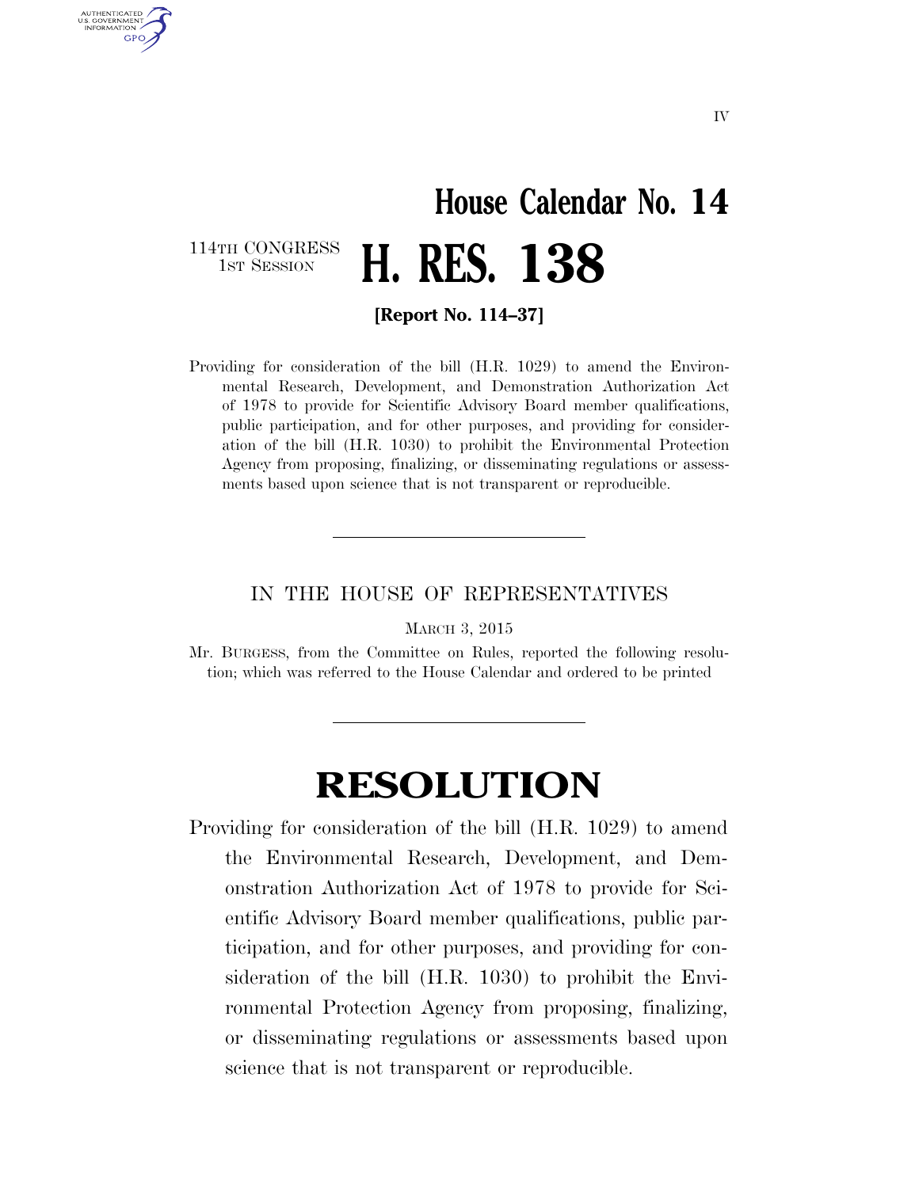# House Calendar No. 14

114TH CONGRESS
1ST SESSION

# H. RES. 138

**[Report No. 114–37]**

Providing for consideration of the bill (H.R. 1029) to amend the Environmental Research, Development, and Demonstration Authorization Act of 1978 to provide for Scientific Advisory Board member qualifications, public participation, and for other purposes, and providing for consideration of the bill (H.R. 1030) to prohibit the Environmental Protection Agency from proposing, finalizing, or disseminating regulations or assessments based upon science that is not transparent or reproducible.

---

IN THE HOUSE OF REPRESENTATIVES

MARCH 3, 2015

Mr. BURGESS, from the Committee on Rules, reported the following resolution; which was referred to the House Calendar and ordered to be printed

---

# RESOLUTION

Providing for consideration of the bill (H.R. 1029) to amend the Environmental Research, Development, and Demonstration Authorization Act of 1978 to provide for Scientific Advisory Board member qualifications, public participation, and for other purposes, and providing for consideration of the bill (H.R. 1030) to prohibit the Environmental Protection Agency from proposing, finalizing, or disseminating regulations or assessments based upon science that is not transparent or reproducible.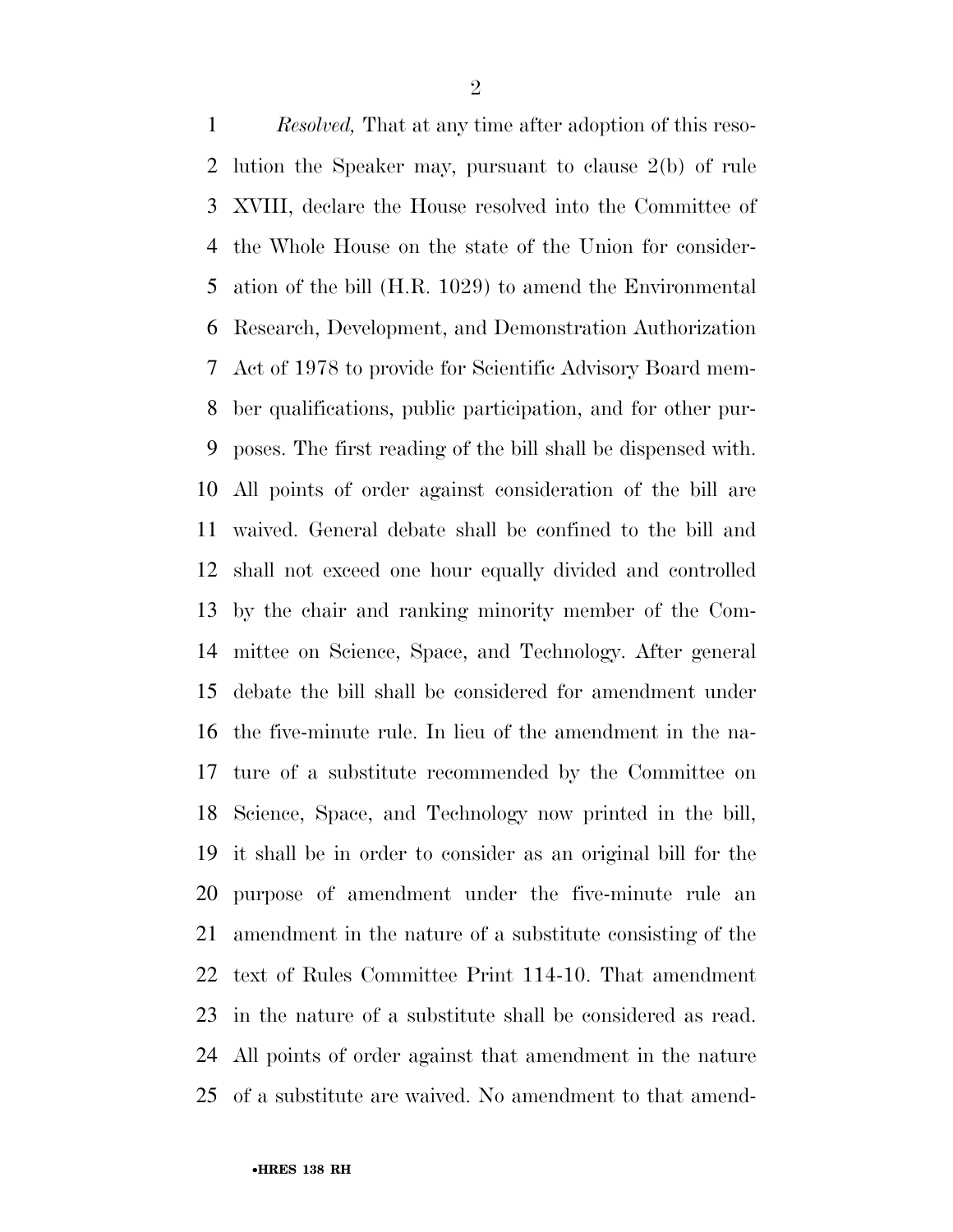*Resolved,* That at any time after adoption of this resolution the Speaker may, pursuant to clause 2(b) of rule XVIII, declare the House resolved into the Committee of the Whole House on the state of the Union for consideration of the bill (H.R. 1029) to amend the Environmental Research, Development, and Demonstration Authorization Act of 1978 to provide for Scientific Advisory Board member qualifications, public participation, and for other purposes. The first reading of the bill shall be dispensed with. All points of order against consideration of the bill are waived. General debate shall be confined to the bill and shall not exceed one hour equally divided and controlled by the chair and ranking minority member of the Committee on Science, Space, and Technology. After general debate the bill shall be considered for amendment under the five-minute rule. In lieu of the amendment in the nature of a substitute recommended by the Committee on Science, Space, and Technology now printed in the bill, it shall be in order to consider as an original bill for the purpose of amendment under the five-minute rule an amendment in the nature of a substitute consisting of the text of Rules Committee Print 114-10. That amendment in the nature of a substitute shall be considered as read. All points of order against that amendment in the nature of a substitute are waived. No amendment to that amend-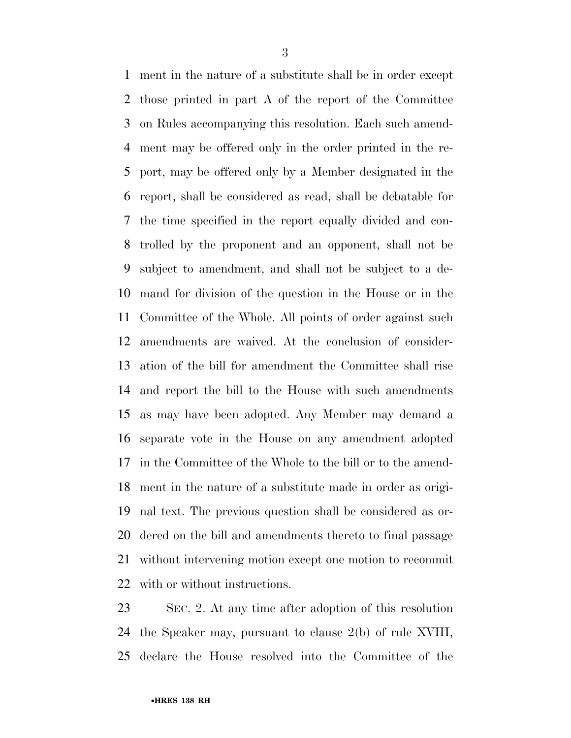ment in the nature of a substitute shall be in order except those printed in part A of the report of the Committee on Rules accompanying this resolution. Each such amendment may be offered only in the order printed in the report, may be offered only by a Member designated in the report, shall be considered as read, shall be debatable for the time specified in the report equally divided and controlled by the proponent and an opponent, shall not be subject to amendment, and shall not be subject to a demand for division of the question in the House or in the Committee of the Whole. All points of order against such amendments are waived. At the conclusion of consideration of the bill for amendment the Committee shall rise and report the bill to the House with such amendments as may have been adopted. Any Member may demand a separate vote in the House on any amendment adopted in the Committee of the Whole to the bill or to the amendment in the nature of a substitute made in order as original text. The previous question shall be considered as ordered on the bill and amendments thereto to final passage without intervening motion except one motion to recommit with or without instructions.

SEC. 2. At any time after adoption of this resolution the Speaker may, pursuant to clause 2(b) of rule XVIII, declare the House resolved into the Committee of the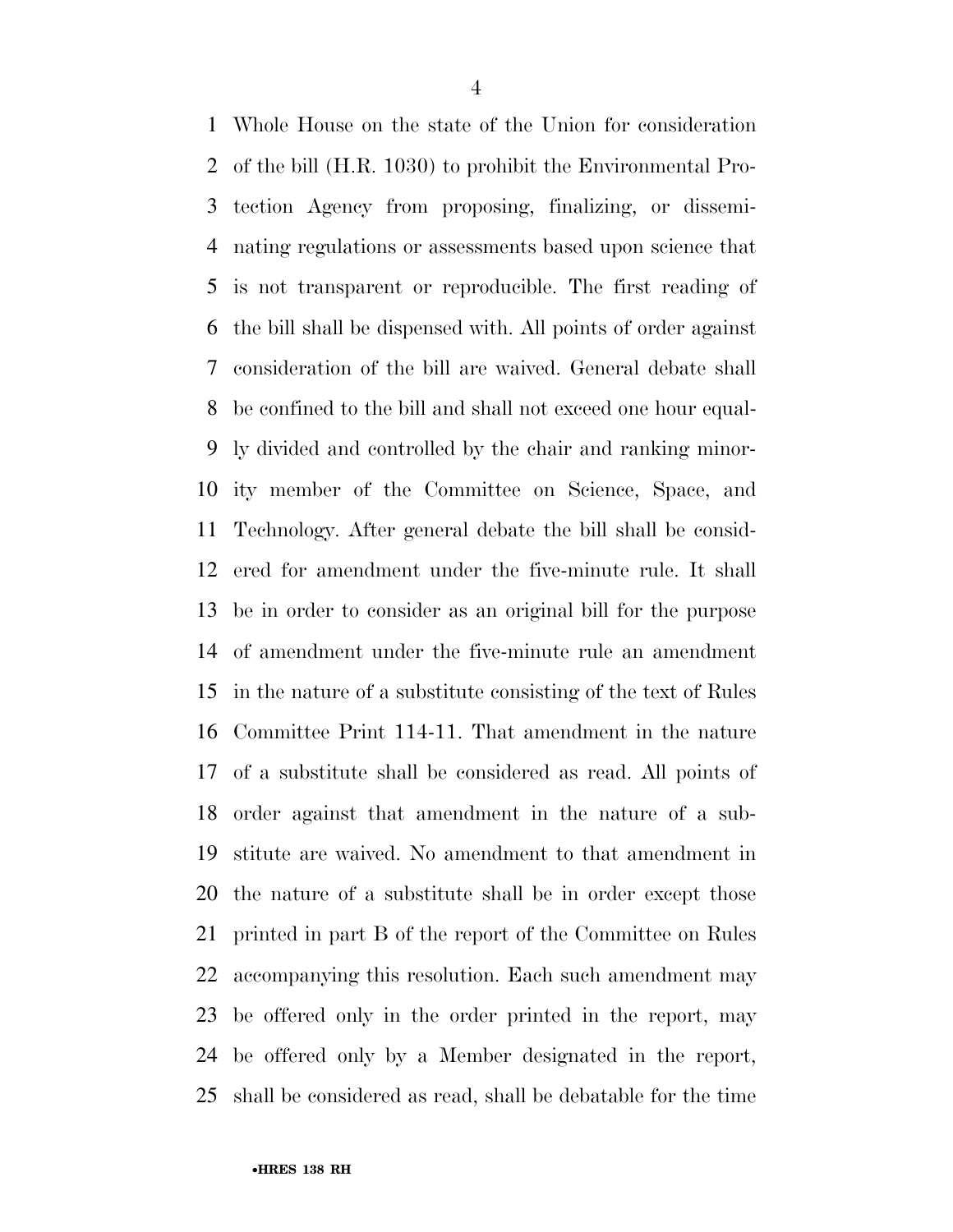Whole House on the state of the Union for consideration of the bill (H.R. 1030) to prohibit the Environmental Protection Agency from proposing, finalizing, or disseminating regulations or assessments based upon science that is not transparent or reproducible. The first reading of the bill shall be dispensed with. All points of order against consideration of the bill are waived. General debate shall be confined to the bill and shall not exceed one hour equally divided and controlled by the chair and ranking minority member of the Committee on Science, Space, and Technology. After general debate the bill shall be considered for amendment under the five-minute rule. It shall be in order to consider as an original bill for the purpose of amendment under the five-minute rule an amendment in the nature of a substitute consisting of the text of Rules Committee Print 114-11. That amendment in the nature of a substitute shall be considered as read. All points of order against that amendment in the nature of a substitute are waived. No amendment to that amendment in the nature of a substitute shall be in order except those printed in part B of the report of the Committee on Rules accompanying this resolution. Each such amendment may be offered only in the order printed in the report, may be offered only by a Member designated in the report, shall be considered as read, shall be debatable for the time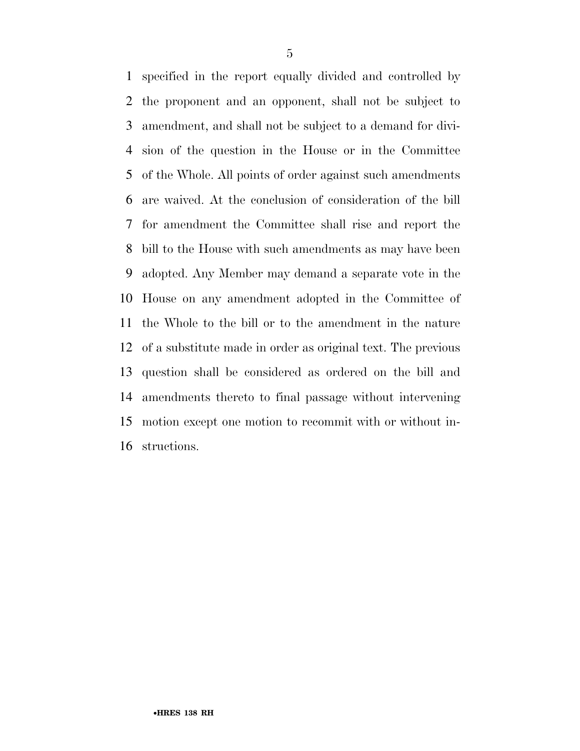specified in the report equally divided and controlled by the proponent and an opponent, shall not be subject to amendment, and shall not be subject to a demand for division of the question in the House or in the Committee of the Whole. All points of order against such amendments are waived. At the conclusion of consideration of the bill for amendment the Committee shall rise and report the bill to the House with such amendments as may have been adopted. Any Member may demand a separate vote in the House on any amendment adopted in the Committee of the Whole to the bill or to the amendment in the nature of a substitute made in order as original text. The previous question shall be considered as ordered on the bill and amendments thereto to final passage without intervening motion except one motion to recommit with or without instructions.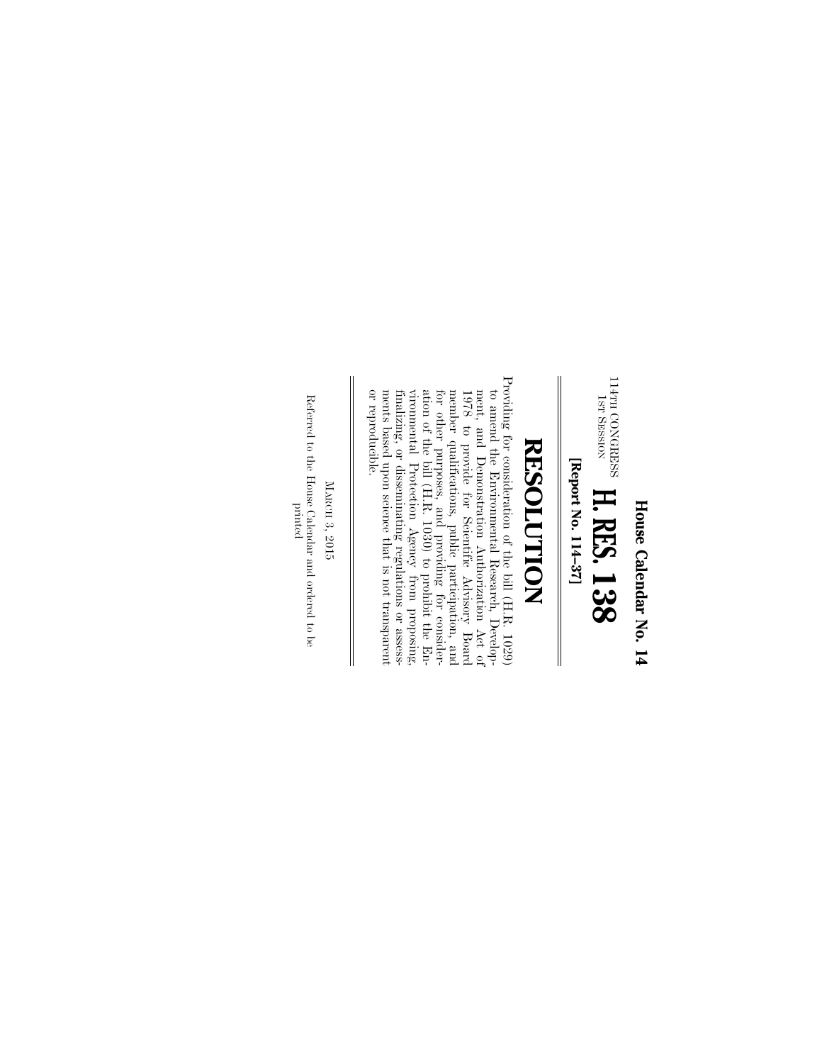House Calendar No. 14

114TH CONGRESS
1ST SESSION

# H. RES. 138

**[Report No. 114–37]**

# RESOLUTION

Providing for consideration of the bill (H.R. 1029) to amend the Environmental Research, Development, and Demonstration Authorization Act of 1978 to provide for Scientific Advisory Board member qualifications, public participation, and for other purposes, and providing for consideration of the bill (H.R. 1030) to prohibit the Environmental Protection Agency from proposing, finalizing, or disseminating regulations or assessments based upon science that is not transparent or reproducible.

MARCH 3, 2015

Referred to the House Calendar and ordered to be printed